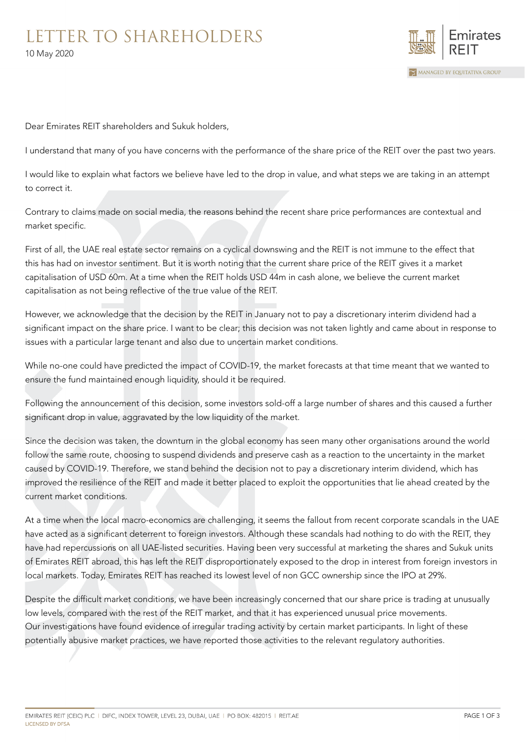# LETTER TO SHAREHOLDERS

10 May 2020

Dear Emirates REIT shareholders and Sukuk holders,

I understand that many of you have concerns with the performance of the share price of the REIT over the past two years.

I would like to explain what factors we believe have led to the drop in value, and what steps we are taking in an attempt to correct it.

Contrary to claims made on social media, the reasons behind the recent share price performances are contextual and market specific.

First of all, the UAE real estate sector remains on a cyclical downswing and the REIT is not immune to the effect that this has had on investor sentiment. But it is worth noting that the current share price of the REIT gives it a market capitalisation of USD 60m. At a time when the REIT holds USD 44m in cash alone, we believe the current market capitalisation as not being reflective of the true value of the REIT.

However, we acknowledge that the decision by the REIT in January not to pay a discretionary interim dividend had a significant impact on the share price. I want to be clear; this decision was not taken lightly and came about in response to issues with a particular large tenant and also due to uncertain market conditions.

While no-one could have predicted the impact of COVID-19, the market forecasts at that time meant that we wanted to ensure the fund maintained enough liquidity, should it be required.

Following the announcement of this decision, some investors sold-off a large number of shares and this caused a further significant drop in value, aggravated by the low liquidity of the market.

Since the decision was taken, the downturn in the global economy has seen many other organisations around the world follow the same route, choosing to suspend dividends and preserve cash as a reaction to the uncertainty in the market caused by COVID-19. Therefore, we stand behind the decision not to pay a discretionary interim dividend, which has improved the resilience of the REIT and made it better placed to exploit the opportunities that lie ahead created by the current market conditions.

At a time when the local macro-economics are challenging, it seems the fallout from recent corporate scandals in the UAE have acted as a significant deterrent to foreign investors. Although these scandals had nothing to do with the REIT, they have had repercussions on all UAE-listed securities. Having been very successful at marketing the shares and Sukuk units of Emirates REIT abroad, this has left the REIT disproportionately exposed to the drop in interest from foreign investors in local markets. Today, Emirates REIT has reached its lowest level of non GCC ownership since the IPO at 29%.

Despite the difficult market conditions, we have been increasingly concerned that our share price is trading at unusually low levels, compared with the rest of the REIT market, and that it has experienced unusual price movements. Our investigations have found evidence of irregular trading activity by certain market participants. In light of these potentially abusive market practices, we have reported those activities to the relevant regulatory authorities.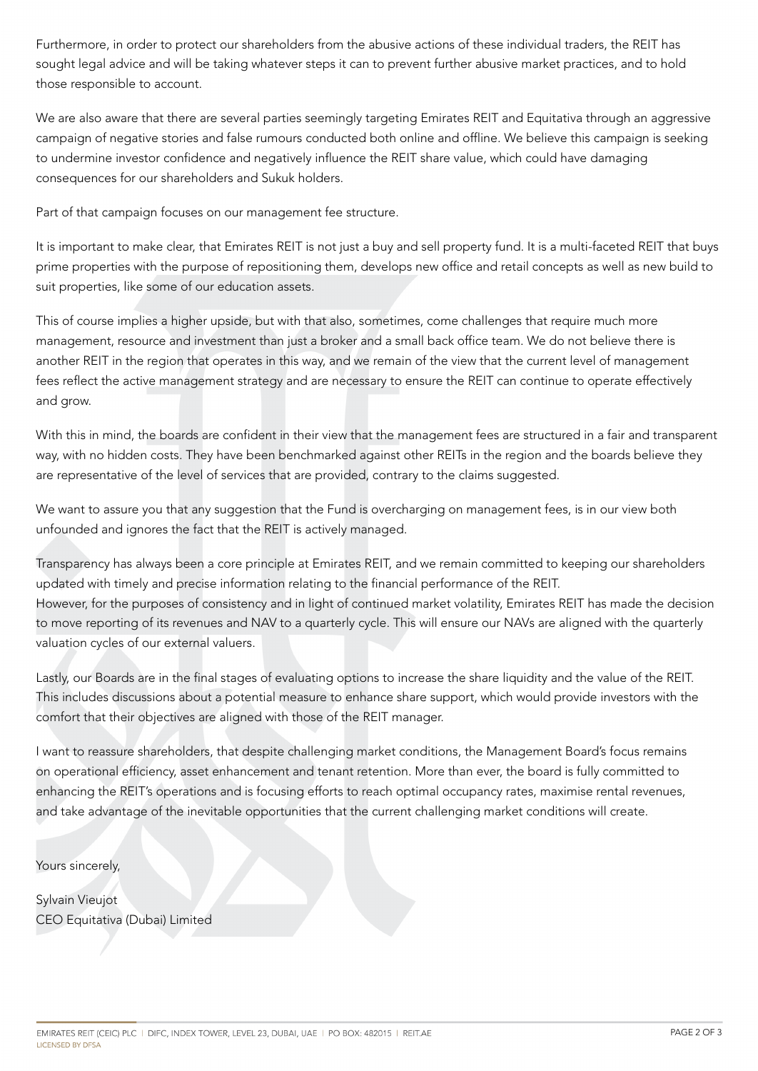Furthermore, in order to protect our shareholders from the abusive actions of these individual traders, the REIT has sought legal advice and will be taking whatever steps it can to prevent further abusive market practices, and to hold those responsible to account.

We are also aware that there are several parties seemingly targeting Emirates REIT and Equitativa through an aggressive campaign of negative stories and false rumours conducted both online and offline. We believe this campaign is seeking to undermine investor confidence and negatively influence the REIT share value, which could have damaging consequences for our shareholders and Sukuk holders.

Part of that campaign focuses on our management fee structure.

It is important to make clear, that Emirates REIT is not just a buy and sell property fund. It is a multi-faceted REIT that buys prime properties with the purpose of repositioning them, develops new office and retail concepts as well as new build to suit properties, like some of our education assets.

This of course implies a higher upside, but with that also, sometimes, come challenges that require much more management, resource and investment than just a broker and a small back office team. We do not believe there is another REIT in the region that operates in this way, and we remain of the view that the current level of management fees reflect the active management strategy and are necessary to ensure the REIT can continue to operate effectively and grow.

With this in mind, the boards are confident in their view that the management fees are structured in a fair and transparent way, with no hidden costs. They have been benchmarked against other REITs in the region and the boards believe they are representative of the level of services that are provided, contrary to the claims suggested.

We want to assure you that any suggestion that the Fund is overcharging on management fees, is in our view both unfounded and ignores the fact that the REIT is actively managed.

Transparency has always been a core principle at Emirates REIT, and we remain committed to keeping our shareholders updated with timely and precise information relating to the financial performance of the REIT.
However, for the purposes of consistency and in light of continued market volatility, Emirates REIT has made the decision to move reporting of its revenues and NAV to a quarterly cycle. This will ensure our NAVs are aligned with the quarterly valuation cycles of our external valuers.

Lastly, our Boards are in the final stages of evaluating options to increase the share liquidity and the value of the REIT. This includes discussions about a potential measure to enhance share support, which would provide investors with the comfort that their objectives are aligned with those of the REIT manager.

I want to reassure shareholders, that despite challenging market conditions, the Management Board's focus remains on operational efficiency, asset enhancement and tenant retention. More than ever, the board is fully committed to enhancing the REIT's operations and is focusing efforts to reach optimal occupancy rates, maximise rental revenues, and take advantage of the inevitable opportunities that the current challenging market conditions will create.

Yours sincerely,

Sylvain Vieujot
CEO Equitativa (Dubai) Limited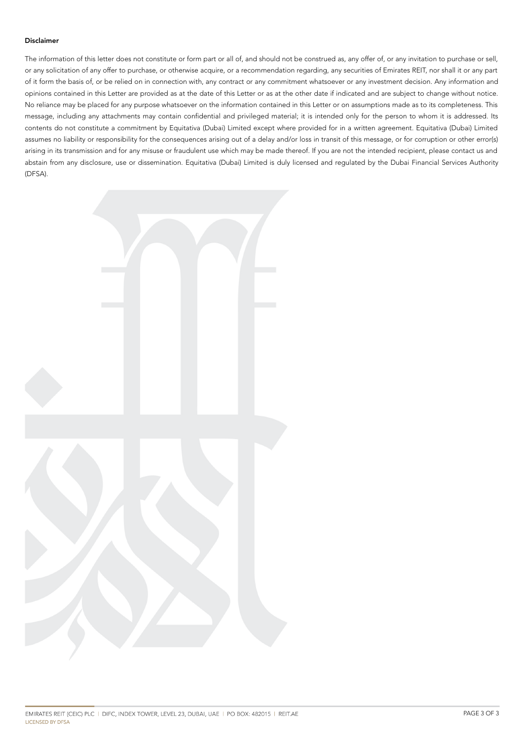**Disclaimer**

The information of this letter does not constitute or form part or all of, and should not be construed as, any offer of, or any invitation to purchase or sell, or any solicitation of any offer to purchase, or otherwise acquire, or a recommendation regarding, any securities of Emirates REIT, nor shall it or any part of it form the basis of, or be relied on in connection with, any contract or any commitment whatsoever or any investment decision. Any information and opinions contained in this Letter are provided as at the date of this Letter or as at the other date if indicated and are subject to change without notice. No reliance may be placed for any purpose whatsoever on the information contained in this Letter or on assumptions made as to its completeness. This message, including any attachments may contain confidential and privileged material; it is intended only for the person to whom it is addressed. Its contents do not constitute a commitment by Equitativa (Dubai) Limited except where provided for in a written agreement. Equitativa (Dubai) Limited assumes no liability or responsibility for the consequences arising out of a delay and/or loss in transit of this message, or for corruption or other error(s) arising in its transmission and for any misuse or fraudulent use which may be made thereof. If you are not the intended recipient, please contact us and abstain from any disclosure, use or dissemination. Equitativa (Dubai) Limited is duly licensed and regulated by the Dubai Financial Services Authority (DFSA).